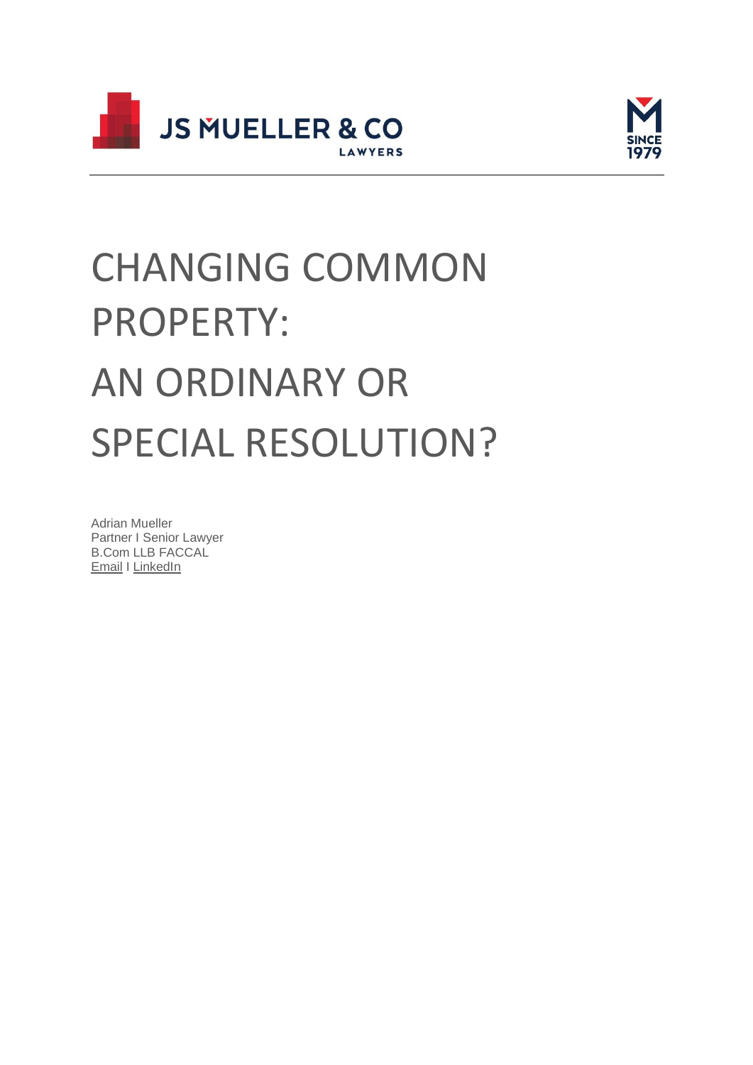JS MUELLER & CO

LAWYERS

SINCE 1979

# CHANGING COMMON PROPERTY: AN ORDINARY OR SPECIAL RESOLUTION?

Adrian Mueller
Partner I Senior Lawyer
B.Com LLB FACCAL
Email I LinkedIn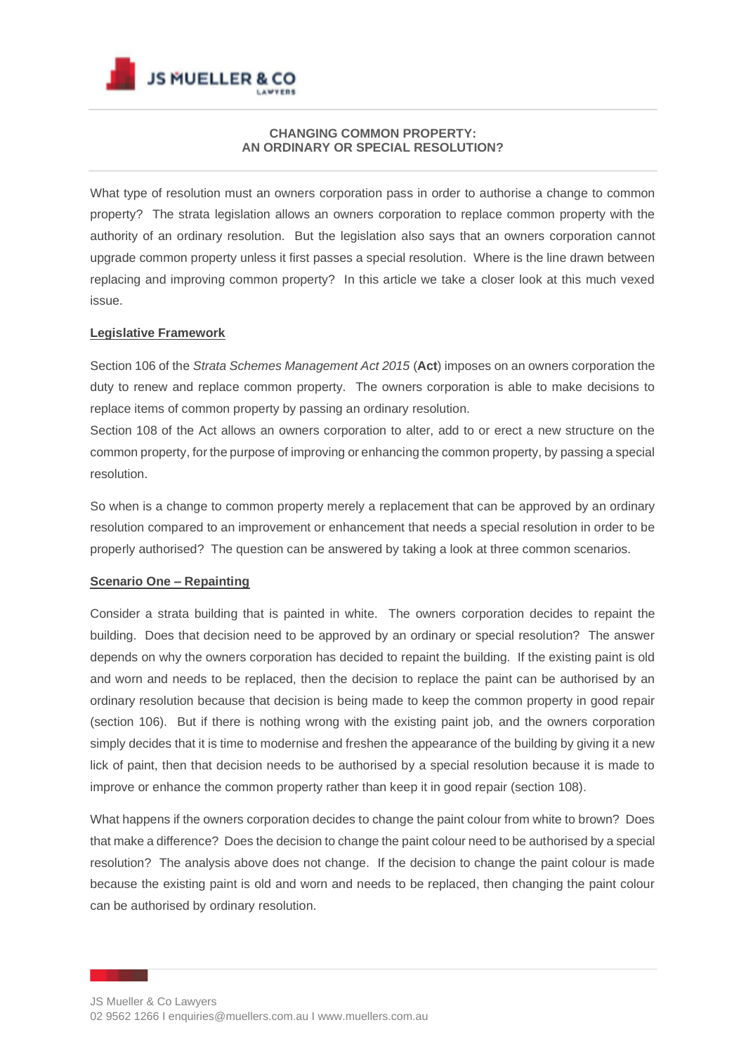## CHANGING COMMON PROPERTY: AN ORDINARY OR SPECIAL RESOLUTION?

What type of resolution must an owners corporation pass in order to authorise a change to common property? The strata legislation allows an owners corporation to replace common property with the authority of an ordinary resolution. But the legislation also says that an owners corporation cannot upgrade common property unless it first passes a special resolution. Where is the line drawn between replacing and improving common property? In this article we take a closer look at this much vexed issue.

### Legislative Framework

Section 106 of the *Strata Schemes Management Act 2015* (**Act**) imposes on an owners corporation the duty to renew and replace common property. The owners corporation is able to make decisions to replace items of common property by passing an ordinary resolution.

Section 108 of the Act allows an owners corporation to alter, add to or erect a new structure on the common property, for the purpose of improving or enhancing the common property, by passing a special resolution.

So when is a change to common property merely a replacement that can be approved by an ordinary resolution compared to an improvement or enhancement that needs a special resolution in order to be properly authorised? The question can be answered by taking a look at three common scenarios.

### Scenario One – Repainting

Consider a strata building that is painted in white. The owners corporation decides to repaint the building. Does that decision need to be approved by an ordinary or special resolution? The answer depends on why the owners corporation has decided to repaint the building. If the existing paint is old and worn and needs to be replaced, then the decision to replace the paint can be authorised by an ordinary resolution because that decision is being made to keep the common property in good repair (section 106). But if there is nothing wrong with the existing paint job, and the owners corporation simply decides that it is time to modernise and freshen the appearance of the building by giving it a new lick of paint, then that decision needs to be authorised by a special resolution because it is made to improve or enhance the common property rather than keep it in good repair (section 108).

What happens if the owners corporation decides to change the paint colour from white to brown? Does that make a difference? Does the decision to change the paint colour need to be authorised by a special resolution? The analysis above does not change. If the decision to change the paint colour is made because the existing paint is old and worn and needs to be replaced, then changing the paint colour can be authorised by ordinary resolution.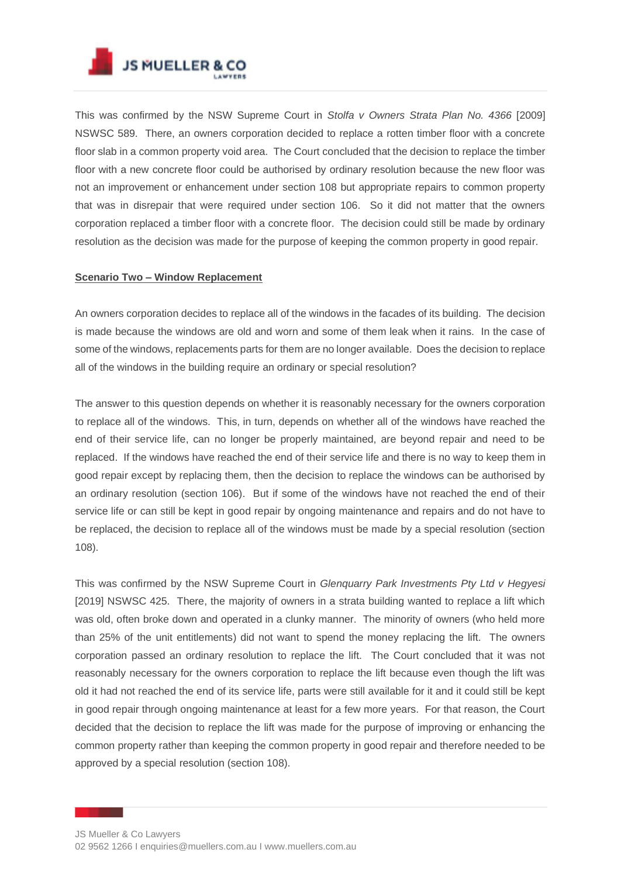This was confirmed by the NSW Supreme Court in *Stolfa v Owners Strata Plan No. 4366* [2009] NSWSC 589. There, an owners corporation decided to replace a rotten timber floor with a concrete floor slab in a common property void area. The Court concluded that the decision to replace the timber floor with a new concrete floor could be authorised by ordinary resolution because the new floor was not an improvement or enhancement under section 108 but appropriate repairs to common property that was in disrepair that were required under section 106. So it did not matter that the owners corporation replaced a timber floor with a concrete floor. The decision could still be made by ordinary resolution as the decision was made for the purpose of keeping the common property in good repair.

**Scenario Two – Window Replacement**

An owners corporation decides to replace all of the windows in the facades of its building. The decision is made because the windows are old and worn and some of them leak when it rains. In the case of some of the windows, replacements parts for them are no longer available. Does the decision to replace all of the windows in the building require an ordinary or special resolution?

The answer to this question depends on whether it is reasonably necessary for the owners corporation to replace all of the windows. This, in turn, depends on whether all of the windows have reached the end of their service life, can no longer be properly maintained, are beyond repair and need to be replaced. If the windows have reached the end of their service life and there is no way to keep them in good repair except by replacing them, then the decision to replace the windows can be authorised by an ordinary resolution (section 106). But if some of the windows have not reached the end of their service life or can still be kept in good repair by ongoing maintenance and repairs and do not have to be replaced, the decision to replace all of the windows must be made by a special resolution (section 108).

This was confirmed by the NSW Supreme Court in *Glenquarry Park Investments Pty Ltd v Hegyesi* [2019] NSWSC 425. There, the majority of owners in a strata building wanted to replace a lift which was old, often broke down and operated in a clunky manner. The minority of owners (who held more than 25% of the unit entitlements) did not want to spend the money replacing the lift. The owners corporation passed an ordinary resolution to replace the lift. The Court concluded that it was not reasonably necessary for the owners corporation to replace the lift because even though the lift was old it had not reached the end of its service life, parts were still available for it and it could still be kept in good repair through ongoing maintenance at least for a few more years. For that reason, the Court decided that the decision to replace the lift was made for the purpose of improving or enhancing the common property rather than keeping the common property in good repair and therefore needed to be approved by a special resolution (section 108).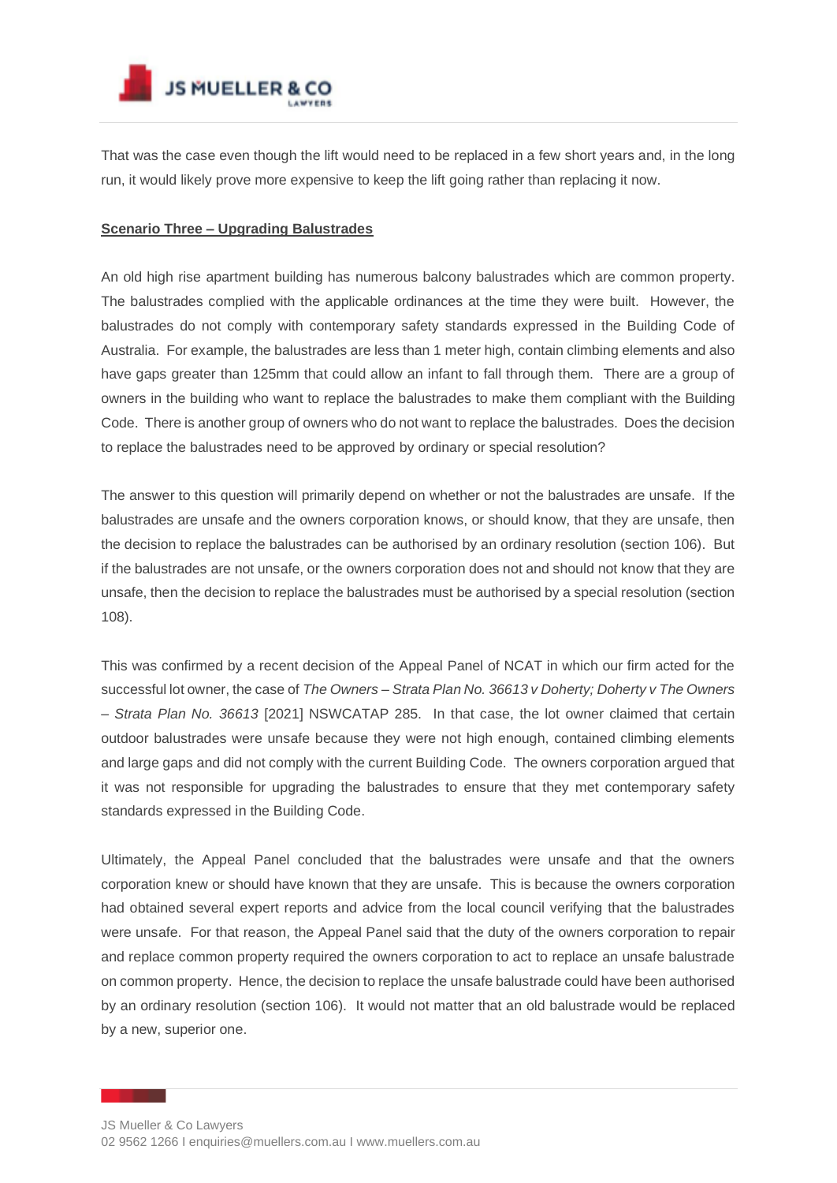That was the case even though the lift would need to be replaced in a few short years and, in the long run, it would likely prove more expensive to keep the lift going rather than replacing it now.

**Scenario Three – Upgrading Balustrades**

An old high rise apartment building has numerous balcony balustrades which are common property. The balustrades complied with the applicable ordinances at the time they were built. However, the balustrades do not comply with contemporary safety standards expressed in the Building Code of Australia. For example, the balustrades are less than 1 meter high, contain climbing elements and also have gaps greater than 125mm that could allow an infant to fall through them. There are a group of owners in the building who want to replace the balustrades to make them compliant with the Building Code. There is another group of owners who do not want to replace the balustrades. Does the decision to replace the balustrades need to be approved by ordinary or special resolution?

The answer to this question will primarily depend on whether or not the balustrades are unsafe. If the balustrades are unsafe and the owners corporation knows, or should know, that they are unsafe, then the decision to replace the balustrades can be authorised by an ordinary resolution (section 106). But if the balustrades are not unsafe, or the owners corporation does not and should not know that they are unsafe, then the decision to replace the balustrades must be authorised by a special resolution (section 108).

This was confirmed by a recent decision of the Appeal Panel of NCAT in which our firm acted for the successful lot owner, the case of *The Owners – Strata Plan No. 36613 v Doherty; Doherty v The Owners – Strata Plan No. 36613* [2021] NSWCATAP 285. In that case, the lot owner claimed that certain outdoor balustrades were unsafe because they were not high enough, contained climbing elements and large gaps and did not comply with the current Building Code. The owners corporation argued that it was not responsible for upgrading the balustrades to ensure that they met contemporary safety standards expressed in the Building Code.

Ultimately, the Appeal Panel concluded that the balustrades were unsafe and that the owners corporation knew or should have known that they are unsafe. This is because the owners corporation had obtained several expert reports and advice from the local council verifying that the balustrades were unsafe. For that reason, the Appeal Panel said that the duty of the owners corporation to repair and replace common property required the owners corporation to act to replace an unsafe balustrade on common property. Hence, the decision to replace the unsafe balustrade could have been authorised by an ordinary resolution (section 106). It would not matter that an old balustrade would be replaced by a new, superior one.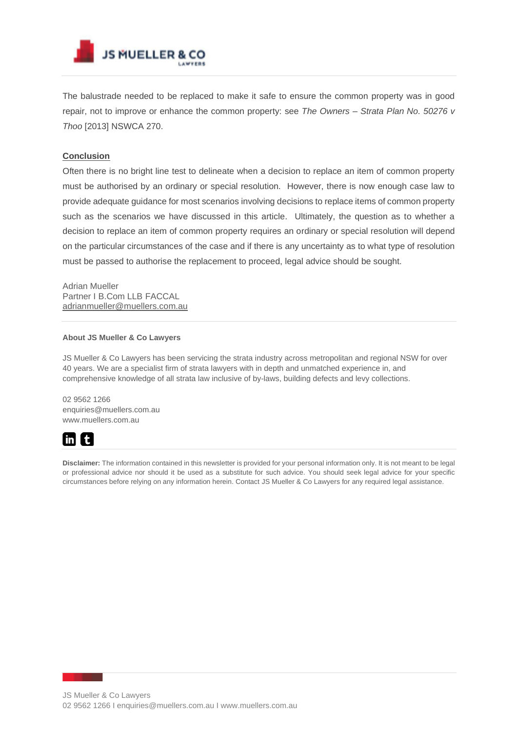The balustrade needed to be replaced to make it safe to ensure the common property was in good repair, not to improve or enhance the common property: see *The Owners – Strata Plan No. 50276 v Thoo* [2013] NSWCA 270.

## Conclusion

Often there is no bright line test to delineate when a decision to replace an item of common property must be authorised by an ordinary or special resolution. However, there is now enough case law to provide adequate guidance for most scenarios involving decisions to replace items of common property such as the scenarios we have discussed in this article. Ultimately, the question as to whether a decision to replace an item of common property requires an ordinary or special resolution will depend on the particular circumstances of the case and if there is any uncertainty as to what type of resolution must be passed to authorise the replacement to proceed, legal advice should be sought.

Adrian Mueller
Partner I B.Com LLB FACCAL
adrianmueller@muellers.com.au

**About JS Mueller & Co Lawyers**

JS Mueller & Co Lawyers has been servicing the strata industry across metropolitan and regional NSW for over 40 years. We are a specialist firm of strata lawyers with in depth and unmatched experience in, and comprehensive knowledge of all strata law inclusive of by-laws, building defects and levy collections.

02 9562 1266
enquiries@muellers.com.au
www.muellers.com.au

**Disclaimer:** The information contained in this newsletter is provided for your personal information only. It is not meant to be legal or professional advice nor should it be used as a substitute for such advice. You should seek legal advice for your specific circumstances before relying on any information herein. Contact JS Mueller & Co Lawyers for any required legal assistance.